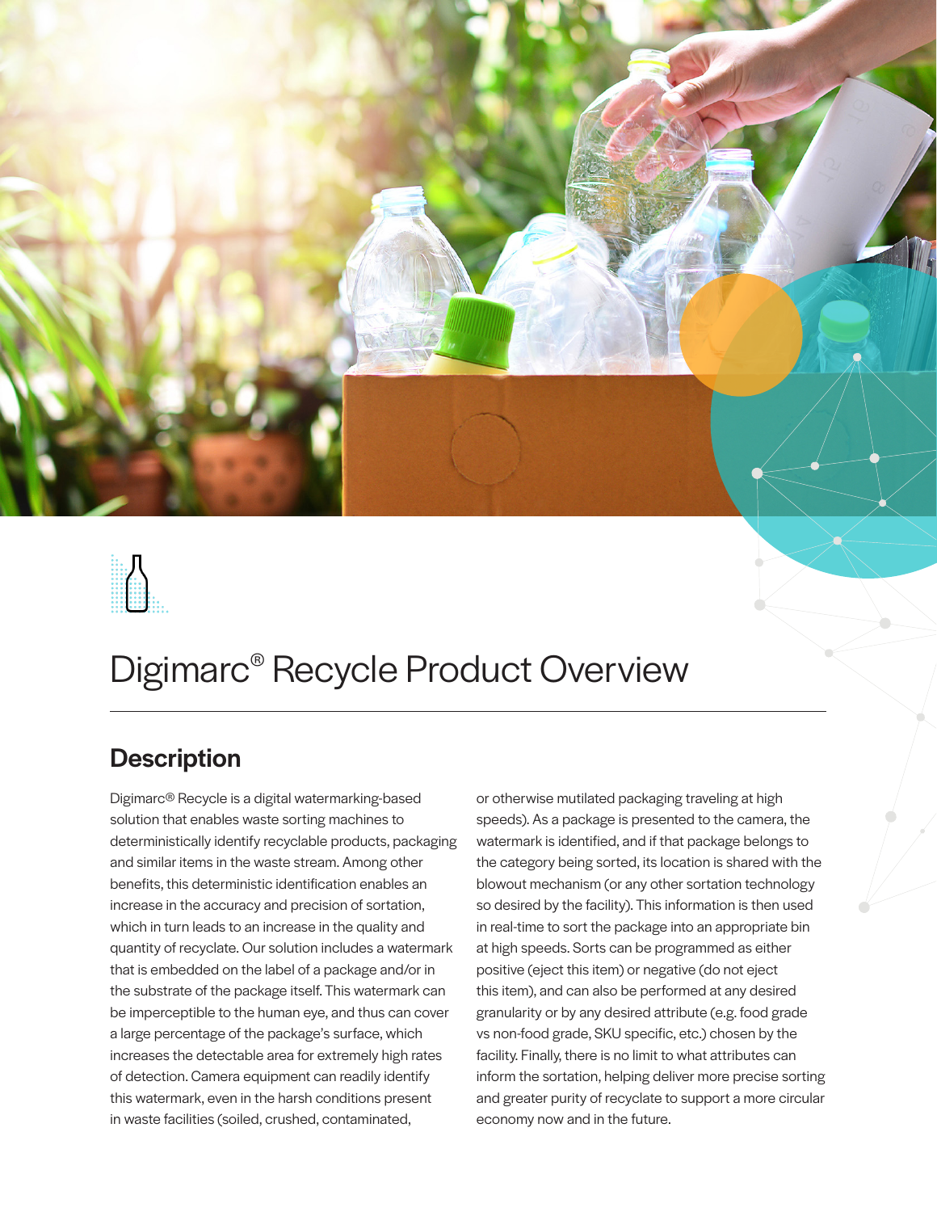# Digimarc® Recycle Product Overview

## Description

Digimarc® Recycle is a digital watermarking-based solution that enables waste sorting machines to deterministically identify recyclable products, packaging and similar items in the waste stream. Among other benefits, this deterministic identification enables an increase in the accuracy and precision of sortation, which in turn leads to an increase in the quality and quantity of recyclate. Our solution includes a watermark that is embedded on the label of a package and/or in the substrate of the package itself. This watermark can be imperceptible to the human eye, and thus can cover a large percentage of the package's surface, which increases the detectable area for extremely high rates of detection. Camera equipment can readily identify this watermark, even in the harsh conditions present in waste facilities (soiled, crushed, contaminated, or otherwise mutilated packaging traveling at high speeds). As a package is presented to the camera, the watermark is identified, and if that package belongs to the category being sorted, its location is shared with the blowout mechanism (or any other sortation technology so desired by the facility). This information is then used in real-time to sort the package into an appropriate bin at high speeds. Sorts can be programmed as either positive (eject this item) or negative (do not eject this item), and can also be performed at any desired granularity or by any desired attribute (e.g. food grade vs non-food grade, SKU specific, etc.) chosen by the facility. Finally, there is no limit to what attributes can inform the sortation, helping deliver more precise sorting and greater purity of recyclate to support a more circular economy now and in the future.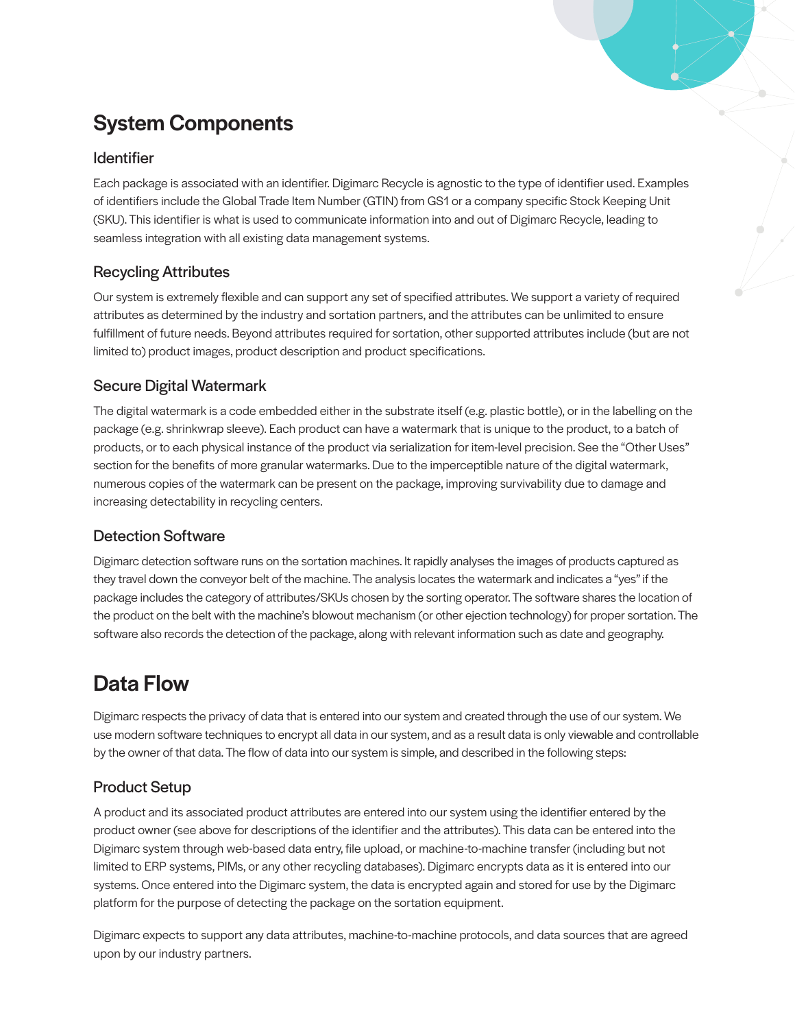# System Components

## Identifier

Each package is associated with an identifier. Digimarc Recycle is agnostic to the type of identifier used. Examples of identifiers include the Global Trade Item Number (GTIN) from GS1 or a company specific Stock Keeping Unit (SKU). This identifier is what is used to communicate information into and out of Digimarc Recycle, leading to seamless integration with all existing data management systems.

## Recycling Attributes

Our system is extremely flexible and can support any set of specified attributes. We support a variety of required attributes as determined by the industry and sortation partners, and the attributes can be unlimited to ensure fulfillment of future needs. Beyond attributes required for sortation, other supported attributes include (but are not limited to) product images, product description and product specifications.

## Secure Digital Watermark

The digital watermark is a code embedded either in the substrate itself (e.g. plastic bottle), or in the labelling on the package (e.g. shrinkwrap sleeve). Each product can have a watermark that is unique to the product, to a batch of products, or to each physical instance of the product via serialization for item-level precision. See the "Other Uses" section for the benefits of more granular watermarks. Due to the imperceptible nature of the digital watermark, numerous copies of the watermark can be present on the package, improving survivability due to damage and increasing detectability in recycling centers.

## Detection Software

Digimarc detection software runs on the sortation machines. It rapidly analyses the images of products captured as they travel down the conveyor belt of the machine. The analysis locates the watermark and indicates a "yes" if the package includes the category of attributes/SKUs chosen by the sorting operator. The software shares the location of the product on the belt with the machine's blowout mechanism (or other ejection technology) for proper sortation. The software also records the detection of the package, along with relevant information such as date and geography.

# Data Flow

Digimarc respects the privacy of data that is entered into our system and created through the use of our system. We use modern software techniques to encrypt all data in our system, and as a result data is only viewable and controllable by the owner of that data. The flow of data into our system is simple, and described in the following steps:

## Product Setup

A product and its associated product attributes are entered into our system using the identifier entered by the product owner (see above for descriptions of the identifier and the attributes). This data can be entered into the Digimarc system through web-based data entry, file upload, or machine-to-machine transfer (including but not limited to ERP systems, PIMs, or any other recycling databases). Digimarc encrypts data as it is entered into our systems. Once entered into the Digimarc system, the data is encrypted again and stored for use by the Digimarc platform for the purpose of detecting the package on the sortation equipment.

Digimarc expects to support any data attributes, machine-to-machine protocols, and data sources that are agreed upon by our industry partners.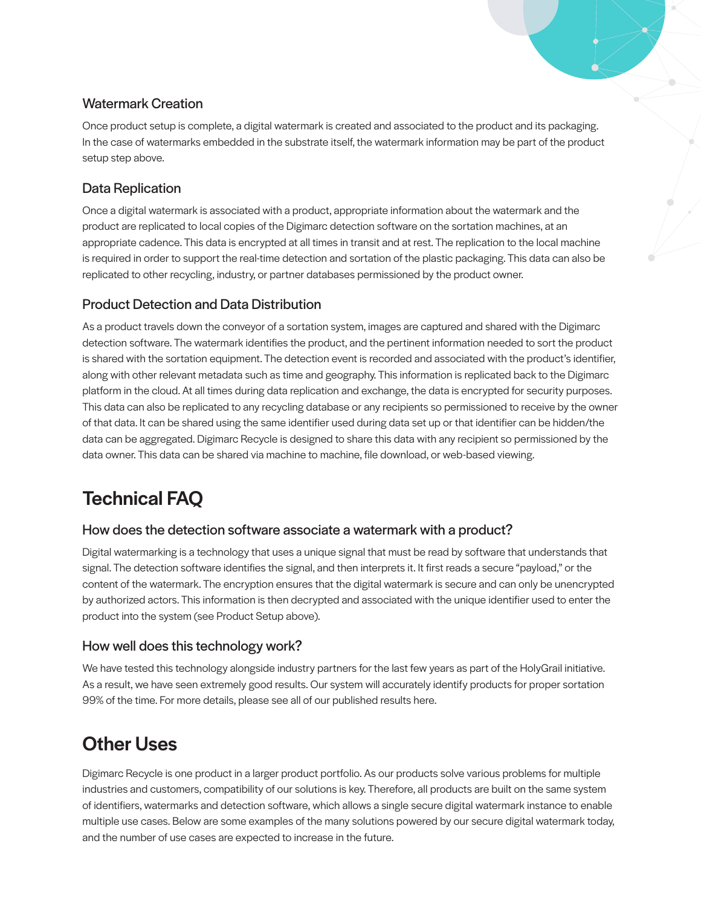### Watermark Creation

Once product setup is complete, a digital watermark is created and associated to the product and its packaging. In the case of watermarks embedded in the substrate itself, the watermark information may be part of the product setup step above.

### Data Replication

Once a digital watermark is associated with a product, appropriate information about the watermark and the product are replicated to local copies of the Digimarc detection software on the sortation machines, at an appropriate cadence. This data is encrypted at all times in transit and at rest. The replication to the local machine is required in order to support the real-time detection and sortation of the plastic packaging. This data can also be replicated to other recycling, industry, or partner databases permissioned by the product owner.

### Product Detection and Data Distribution

As a product travels down the conveyor of a sortation system, images are captured and shared with the Digimarc detection software. The watermark identifies the product, and the pertinent information needed to sort the product is shared with the sortation equipment. The detection event is recorded and associated with the product's identifier, along with other relevant metadata such as time and geography. This information is replicated back to the Digimarc platform in the cloud. At all times during data replication and exchange, the data is encrypted for security purposes. This data can also be replicated to any recycling database or any recipients so permissioned to receive by the owner of that data. It can be shared using the same identifier used during data set up or that identifier can be hidden/the data can be aggregated. Digimarc Recycle is designed to share this data with any recipient so permissioned by the data owner. This data can be shared via machine to machine, file download, or web-based viewing.

## Technical FAQ

### How does the detection software associate a watermark with a product?

Digital watermarking is a technology that uses a unique signal that must be read by software that understands that signal. The detection software identifies the signal, and then interprets it. It first reads a secure "payload," or the content of the watermark. The encryption ensures that the digital watermark is secure and can only be unencrypted by authorized actors. This information is then decrypted and associated with the unique identifier used to enter the product into the system (see Product Setup above).

### How well does this technology work?

We have tested this technology alongside industry partners for the last few years as part of the HolyGrail initiative. As a result, we have seen extremely good results. Our system will accurately identify products for proper sortation 99% of the time. For more details, please see all of our published results here.

## Other Uses

Digimarc Recycle is one product in a larger product portfolio. As our products solve various problems for multiple industries and customers, compatibility of our solutions is key. Therefore, all products are built on the same system of identifiers, watermarks and detection software, which allows a single secure digital watermark instance to enable multiple use cases. Below are some examples of the many solutions powered by our secure digital watermark today, and the number of use cases are expected to increase in the future.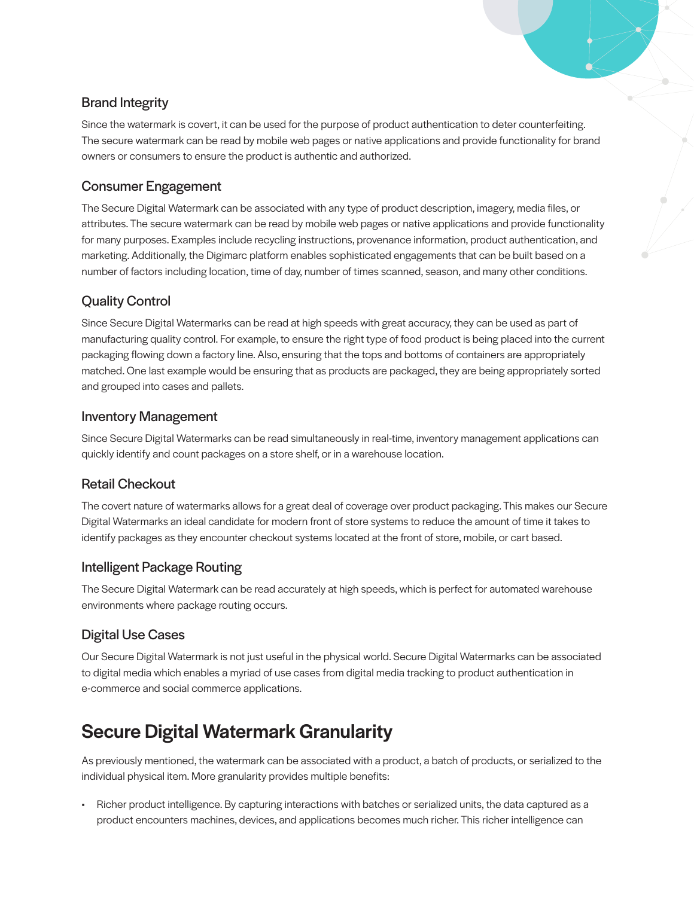### Brand Integrity

Since the watermark is covert, it can be used for the purpose of product authentication to deter counterfeiting. The secure watermark can be read by mobile web pages or native applications and provide functionality for brand owners or consumers to ensure the product is authentic and authorized.

### Consumer Engagement

The Secure Digital Watermark can be associated with any type of product description, imagery, media files, or attributes. The secure watermark can be read by mobile web pages or native applications and provide functionality for many purposes. Examples include recycling instructions, provenance information, product authentication, and marketing. Additionally, the Digimarc platform enables sophisticated engagements that can be built based on a number of factors including location, time of day, number of times scanned, season, and many other conditions.

### Quality Control

Since Secure Digital Watermarks can be read at high speeds with great accuracy, they can be used as part of manufacturing quality control. For example, to ensure the right type of food product is being placed into the current packaging flowing down a factory line. Also, ensuring that the tops and bottoms of containers are appropriately matched. One last example would be ensuring that as products are packaged, they are being appropriately sorted and grouped into cases and pallets.

### Inventory Management

Since Secure Digital Watermarks can be read simultaneously in real-time, inventory management applications can quickly identify and count packages on a store shelf, or in a warehouse location.

### Retail Checkout

The covert nature of watermarks allows for a great deal of coverage over product packaging. This makes our Secure Digital Watermarks an ideal candidate for modern front of store systems to reduce the amount of time it takes to identify packages as they encounter checkout systems located at the front of store, mobile, or cart based.

### Intelligent Package Routing

The Secure Digital Watermark can be read accurately at high speeds, which is perfect for automated warehouse environments where package routing occurs.

### Digital Use Cases

Our Secure Digital Watermark is not just useful in the physical world. Secure Digital Watermarks can be associated to digital media which enables a myriad of use cases from digital media tracking to product authentication in e-commerce and social commerce applications.

## Secure Digital Watermark Granularity

As previously mentioned, the watermark can be associated with a product, a batch of products, or serialized to the individual physical item. More granularity provides multiple benefits:

- Richer product intelligence. By capturing interactions with batches or serialized units, the data captured as a product encounters machines, devices, and applications becomes much richer. This richer intelligence can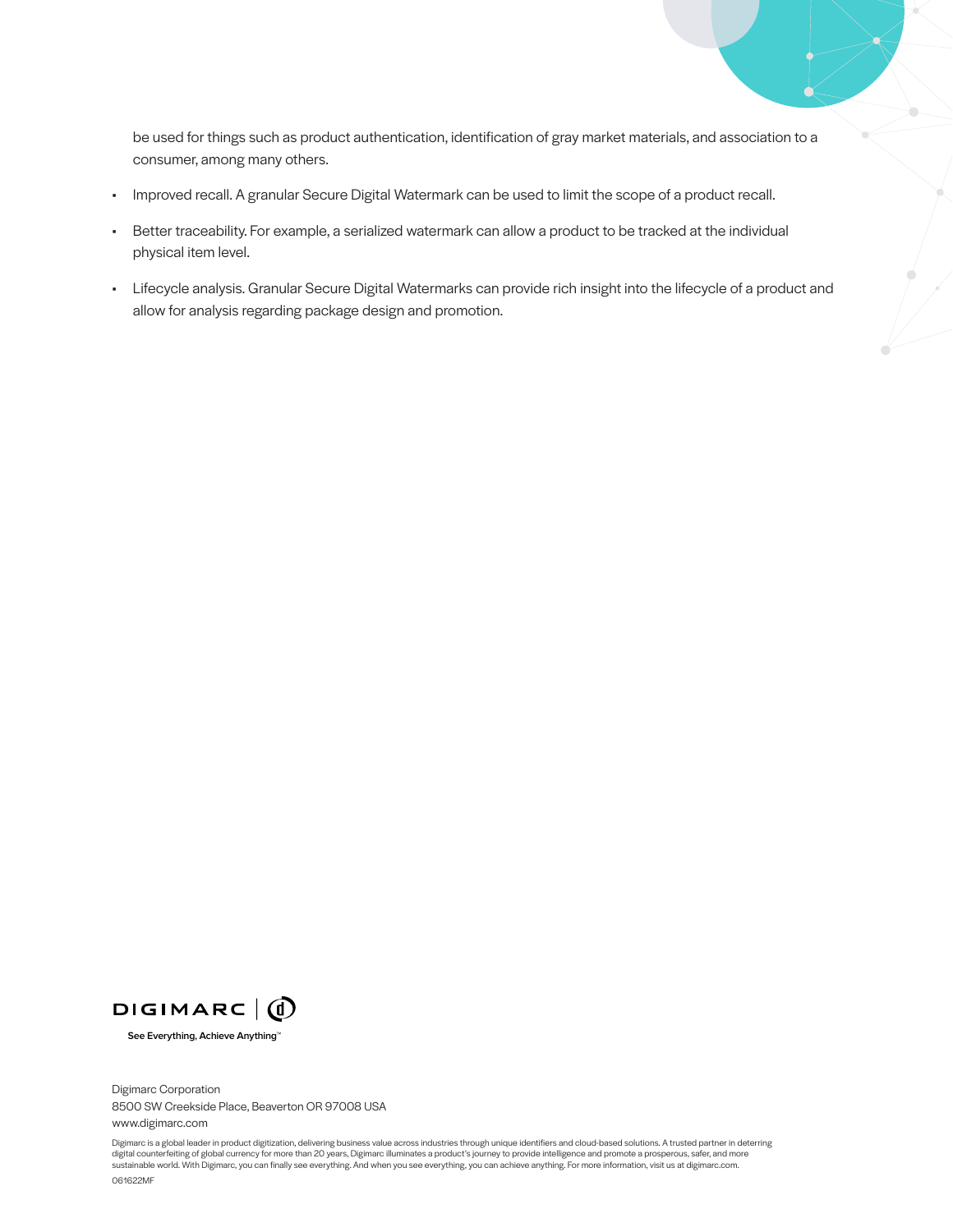be used for things such as product authentication, identification of gray market materials, and association to a consumer, among many others.

- Improved recall. A granular Secure Digital Watermark can be used to limit the scope of a product recall.
- Better traceability. For example, a serialized watermark can allow a product to be tracked at the individual physical item level.
- Lifecycle analysis. Granular Secure Digital Watermarks can provide rich insight into the lifecycle of a product and allow for analysis regarding package design and promotion.

DIGIMARC

See Everything, Achieve Anything™

Digimarc Corporation
8500 SW Creekside Place, Beaverton OR 97008 USA
www.digimarc.com

Digimarc is a global leader in product digitization, delivering business value across industries through unique identifiers and cloud-based solutions. A trusted partner in deterring digital counterfeiting of global currency for more than 20 years, Digimarc illuminates a product's journey to provide intelligence and promote a prosperous, safer, and more sustainable world. With Digimarc, you can finally see everything. And when you see everything, you can achieve anything. For more information, visit us at digimarc.com.

061622MF